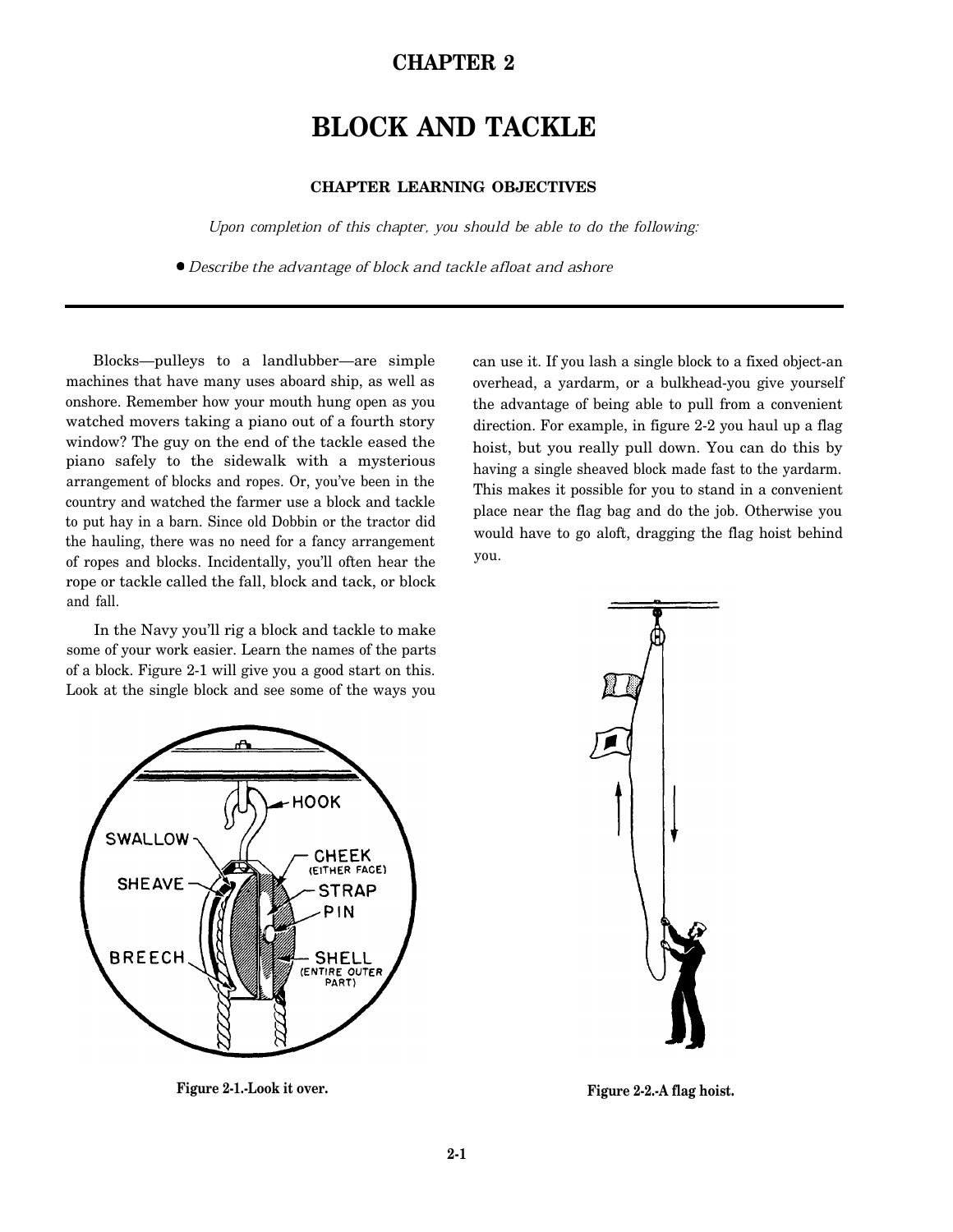# CHAPTER 2

# BLOCK AND TACKLE

### CHAPTER LEARNING OBJECTIVES

*Upon completion of this chapter, you should be able to do the following:*

- *Describe the advantage of block and tackle afloat and ashore*

Blocks—pulleys to a landlubber—are simple machines that have many uses aboard ship, as well as onshore. Remember how your mouth hung open as you watched movers taking a piano out of a fourth story window? The guy on the end of the tackle eased the piano safely to the sidewalk with a mysterious arrangement of blocks and ropes. Or, you've been in the country and watched the farmer use a block and tackle to put hay in a barn. Since old Dobbin or the tractor did the hauling, there was no need for a fancy arrangement of ropes and blocks. Incidentally, you'll often hear the rope or tackle called the fall, block and tack, or block and fall.

In the Navy you'll rig a block and tackle to make some of your work easier. Learn the names of the parts of a block. Figure 2-1 will give you a good start on this. Look at the single block and see some of the ways you can use it. If you lash a single block to a fixed object-an overhead, a yardarm, or a bulkhead-you give yourself the advantage of being able to pull from a convenient direction. For example, in figure 2-2 you haul up a flag hoist, but you really pull down. You can do this by having a single sheaved block made fast to the yardarm. This makes it possible for you to stand in a convenient place near the flag bag and do the job. Otherwise you would have to go aloft, dragging the flag hoist behind you.

HOOK
SWALLOW
CHEEK (EITHER FACE)
SHEAVE
STRAP
PIN
BREECH
SHELL (ENTIRE OUTER PART)

**Figure 2-1.-Look it over.**

**Figure 2-2.-A flag hoist.**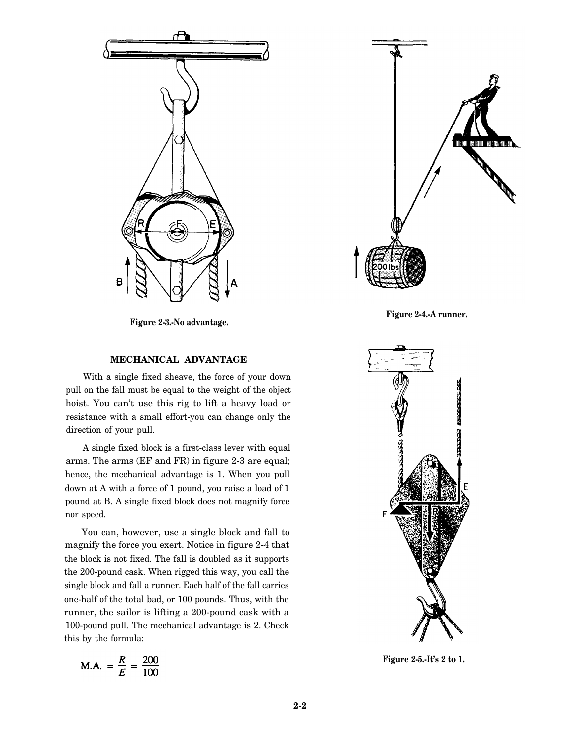Figure 2-3.-No advantage.

Figure 2-4.-A runner.

## MECHANICAL ADVANTAGE

With a single fixed sheave, the force of your down pull on the fall must be equal to the weight of the object hoist. You can't use this rig to lift a heavy load or resistance with a small effort-you can change only the direction of your pull.

A single fixed block is a first-class lever with equal arms. The arms (EF and FR) in figure 2-3 are equal; hence, the mechanical advantage is 1. When you pull down at A with a force of 1 pound, you raise a load of 1 pound at B. A single fixed block does not magnify force nor speed.

You can, however, use a single block and fall to magnify the force you exert. Notice in figure 2-4 that the block is not fixed. The fall is doubled as it supports the 200-pound cask. When rigged this way, you call the single block and fall a runner. Each half of the fall carries one-half of the total bad, or 100 pounds. Thus, with the runner, the sailor is lifting a 200-pound cask with a 100-pound pull. The mechanical advantage is 2. Check this by the formula:

$$M.A. = \frac{R}{E} = \frac{200}{100}$$

Figure 2-5.-It's 2 to 1.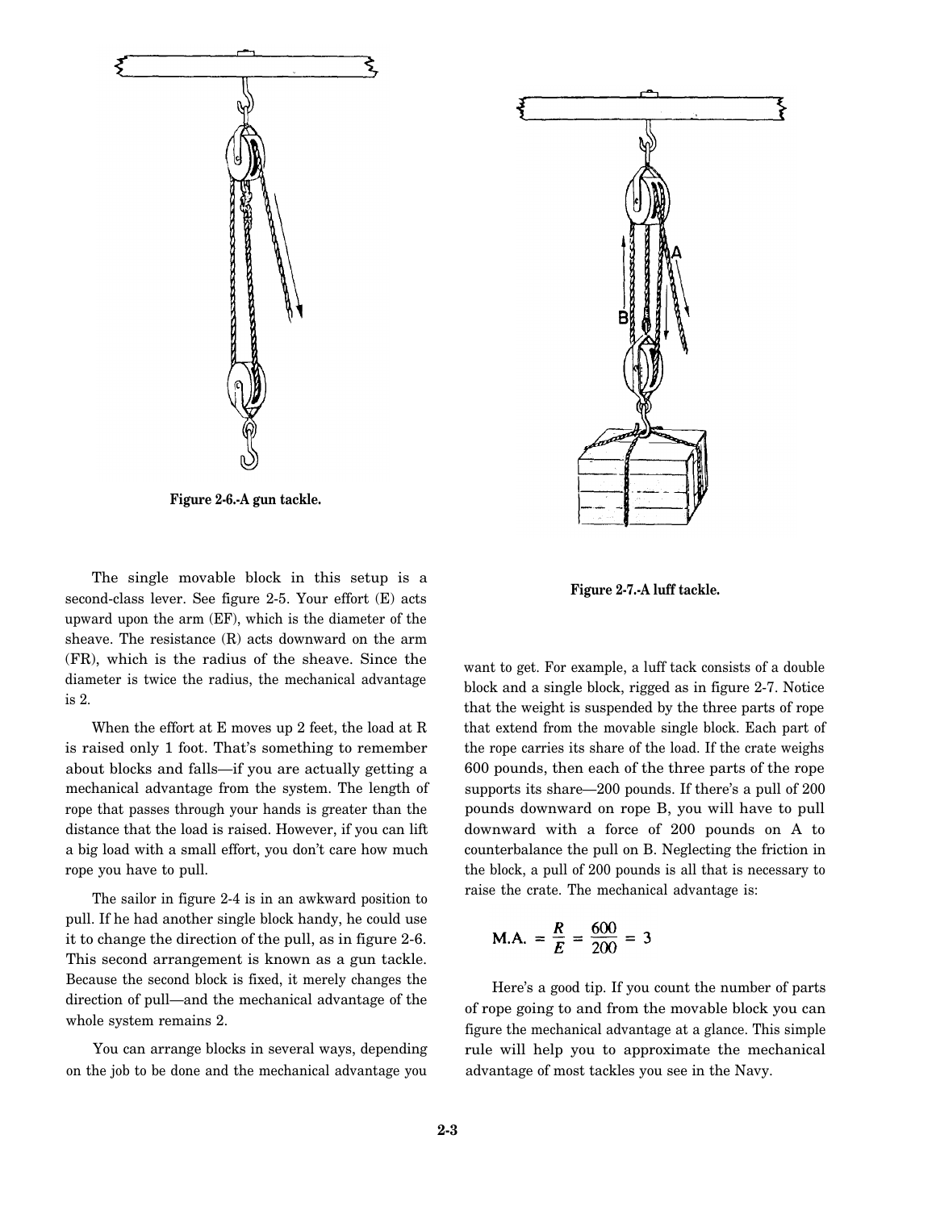Figure 2-6.-A gun tackle.

The single movable block in this setup is a second-class lever. See figure 2-5. Your effort (E) acts upward upon the arm (EF), which is the diameter of the sheave. The resistance (R) acts downward on the arm (FR), which is the radius of the sheave. Since the diameter is twice the radius, the mechanical advantage is 2.

When the effort at E moves up 2 feet, the load at R is raised only 1 foot. That's something to remember about blocks and falls—if you are actually getting a mechanical advantage from the system. The length of rope that passes through your hands is greater than the distance that the load is raised. However, if you can lift a big load with a small effort, you don't care how much rope you have to pull.

The sailor in figure 2-4 is in an awkward position to pull. If he had another single block handy, he could use it to change the direction of the pull, as in figure 2-6. This second arrangement is known as a gun tackle. Because the second block is fixed, it merely changes the direction of pull—and the mechanical advantage of the whole system remains 2.

You can arrange blocks in several ways, depending on the job to be done and the mechanical advantage you want to get. For example, a luff tack consists of a double block and a single block, rigged as in figure 2-7. Notice that the weight is suspended by the three parts of rope that extend from the movable single block. Each part of the rope carries its share of the load. If the crate weighs 600 pounds, then each of the three parts of the rope supports its share—200 pounds. If there's a pull of 200 pounds downward on rope B, you will have to pull downward with a force of 200 pounds on A to counterbalance the pull on B. Neglecting the friction in the block, a pull of 200 pounds is all that is necessary to raise the crate. The mechanical advantage is:

Figure 2-7.-A luff tackle.

$$\text{M.A.} = \frac{R}{E} = \frac{600}{200} = 3$$

Here's a good tip. If you count the number of parts of rope going to and from the movable block you can figure the mechanical advantage at a glance. This simple rule will help you to approximate the mechanical advantage of most tackles you see in the Navy.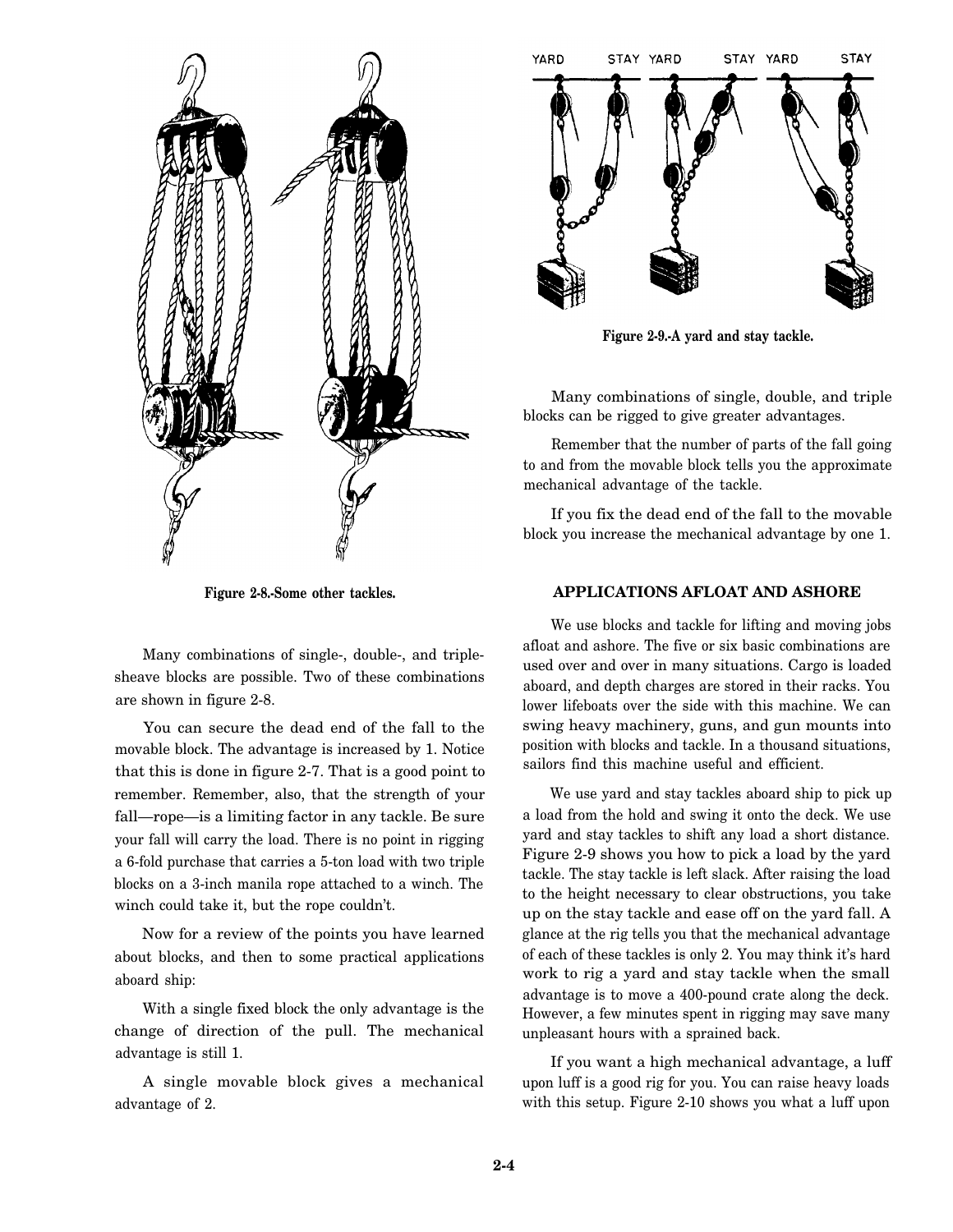Figure 2-8.-Some other tackles.

Many combinations of single-, double-, and triple-sheave blocks are possible. Two of these combinations are shown in figure 2-8.

You can secure the dead end of the fall to the movable block. The advantage is increased by 1. Notice that this is done in figure 2-7. That is a good point to remember. Remember, also, that the strength of your fall—rope—is a limiting factor in any tackle. Be sure your fall will carry the load. There is no point in rigging a 6-fold purchase that carries a 5-ton load with two triple blocks on a 3-inch manila rope attached to a winch. The winch could take it, but the rope couldn't.

Now for a review of the points you have learned about blocks, and then to some practical applications aboard ship:

With a single fixed block the only advantage is the change of direction of the pull. The mechanical advantage is still 1.

A single movable block gives a mechanical advantage of 2.

Figure 2-9.-A yard and stay tackle.

Many combinations of single, double, and triple blocks can be rigged to give greater advantages.

Remember that the number of parts of the fall going to and from the movable block tells you the approximate mechanical advantage of the tackle.

If you fix the dead end of the fall to the movable block you increase the mechanical advantage by one 1.

## APPLICATIONS AFLOAT AND ASHORE

We use blocks and tackle for lifting and moving jobs afloat and ashore. The five or six basic combinations are used over and over in many situations. Cargo is loaded aboard, and depth charges are stored in their racks. You lower lifeboats over the side with this machine. We can swing heavy machinery, guns, and gun mounts into position with blocks and tackle. In a thousand situations, sailors find this machine useful and efficient.

We use yard and stay tackles aboard ship to pick up a load from the hold and swing it onto the deck. We use yard and stay tackles to shift any load a short distance. Figure 2-9 shows you how to pick a load by the yard tackle. The stay tackle is left slack. After raising the load to the height necessary to clear obstructions, you take up on the stay tackle and ease off on the yard fall. A glance at the rig tells you that the mechanical advantage of each of these tackles is only 2. You may think it's hard work to rig a yard and stay tackle when the small advantage is to move a 400-pound crate along the deck. However, a few minutes spent in rigging may save many unpleasant hours with a sprained back.

If you want a high mechanical advantage, a luff upon luff is a good rig for you. You can raise heavy loads with this setup. Figure 2-10 shows you what a luff upon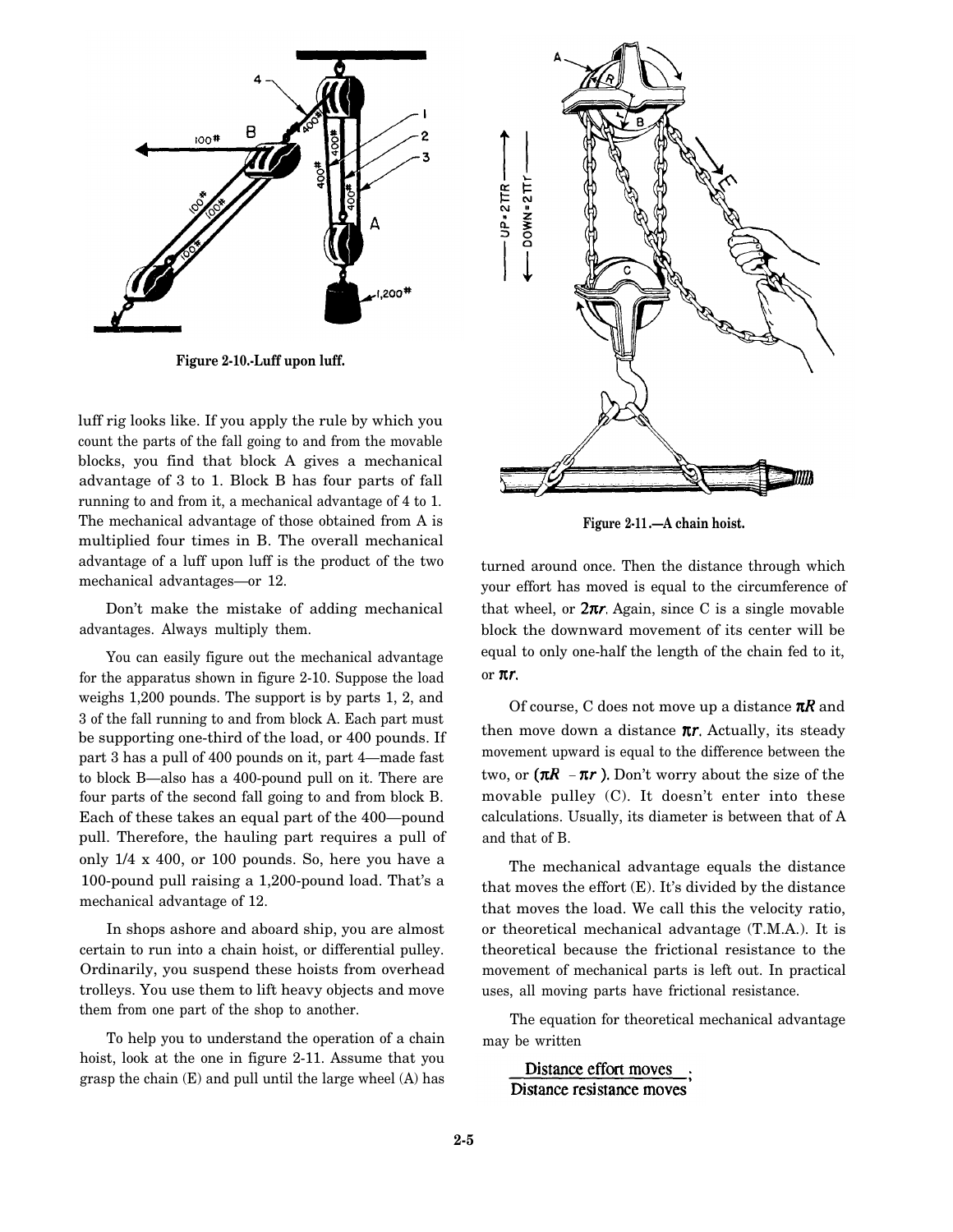Figure 2-10.-Luff upon luff.

luff rig looks like. If you apply the rule by which you count the parts of the fall going to and from the movable blocks, you find that block A gives a mechanical advantage of 3 to 1. Block B has four parts of fall running to and from it, a mechanical advantage of 4 to 1. The mechanical advantage of those obtained from A is multiplied four times in B. The overall mechanical advantage of a luff upon luff is the product of the two mechanical advantages—or 12.

Don't make the mistake of adding mechanical advantages. Always multiply them.

You can easily figure out the mechanical advantage for the apparatus shown in figure 2-10. Suppose the load weighs 1,200 pounds. The support is by parts 1, 2, and 3 of the fall running to and from block A. Each part must be supporting one-third of the load, or 400 pounds. If part 3 has a pull of 400 pounds on it, part 4—made fast to block B—also has a 400-pound pull on it. There are four parts of the second fall going to and from block B. Each of these takes an equal part of the 400—pound pull. Therefore, the hauling part requires a pull of only 1/4 x 400, or 100 pounds. So, here you have a 100-pound pull raising a 1,200-pound load. That's a mechanical advantage of 12.

In shops ashore and aboard ship, you are almost certain to run into a chain hoist, or differential pulley. Ordinarily, you suspend these hoists from overhead trolleys. You use them to lift heavy objects and move them from one part of the shop to another.

To help you to understand the operation of a chain hoist, look at the one in figure 2-11. Assume that you grasp the chain (E) and pull until the large wheel (A) has turned around once. Then the distance through which your effort has moved is equal to the circumference of that wheel, or $2\pi r$. Again, since C is a single movable block the downward movement of its center will be equal to only one-half the length of the chain fed to it, or $\pi r$.

Figure 2-11.—A chain hoist.

Of course, C does not move up a distance $\pi R$ and then move down a distance $\pi r$. Actually, its steady movement upward is equal to the difference between the two, or $(\pi R - \pi r)$. Don't worry about the size of the movable pulley (C). It doesn't enter into these calculations. Usually, its diameter is between that of A and that of B.

The mechanical advantage equals the distance that moves the effort (E). It's divided by the distance that moves the load. We call this the velocity ratio, or theoretical mechanical advantage (T.M.A.). It is theoretical because the frictional resistance to the movement of mechanical parts is left out. In practical uses, all moving parts have frictional resistance.

The equation for theoretical mechanical advantage may be written

$$\frac{\text{Distance effort moves}}{\text{Distance resistance moves}};$$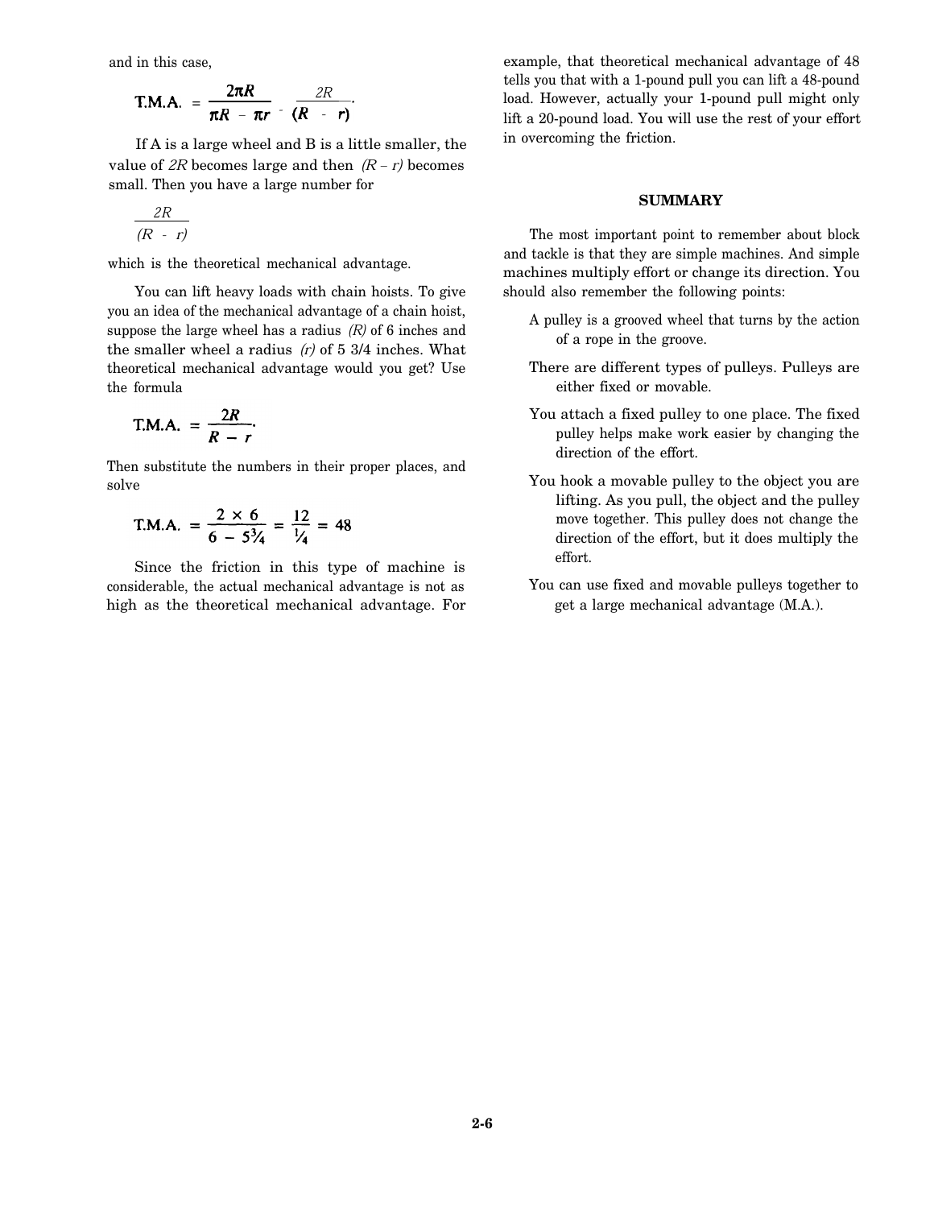and in this case,

$$\text{T.M.A.} = \frac{2\pi R}{\pi R - \pi r} = \frac{2R}{(R - r)}.$$

If A is a large wheel and B is a little smaller, the value of *2R* becomes large and then *(R – r)* becomes small. Then you have a large number for

$$\frac{2R}{(R - r)}$$

which is the theoretical mechanical advantage.

You can lift heavy loads with chain hoists. To give you an idea of the mechanical advantage of a chain hoist, suppose the large wheel has a radius *(R)* of 6 inches and the smaller wheel a radius *(r)* of 5 3/4 inches. What theoretical mechanical advantage would you get? Use the formula

$$\text{T.M.A.} = \frac{2R}{R - r}.$$

Then substitute the numbers in their proper places, and solve

$$\text{T.M.A.} = \frac{2 \times 6}{6 - 5\frac{3}{4}} = \frac{12}{\frac{1}{4}} = 48$$

Since the friction in this type of machine is considerable, the actual mechanical advantage is not as high as the theoretical mechanical advantage. For example, that theoretical mechanical advantage of 48 tells you that with a 1-pound pull you can lift a 48-pound load. However, actually your 1-pound pull might only lift a 20-pound load. You will use the rest of your effort in overcoming the friction.

## SUMMARY

The most important point to remember about block and tackle is that they are simple machines. And simple machines multiply effort or change its direction. You should also remember the following points:

A pulley is a grooved wheel that turns by the action of a rope in the groove.

There are different types of pulleys. Pulleys are either fixed or movable.

You attach a fixed pulley to one place. The fixed pulley helps make work easier by changing the direction of the effort.

You hook a movable pulley to the object you are lifting. As you pull, the object and the pulley move together. This pulley does not change the direction of the effort, but it does multiply the effort.

You can use fixed and movable pulleys together to get a large mechanical advantage (M.A.).